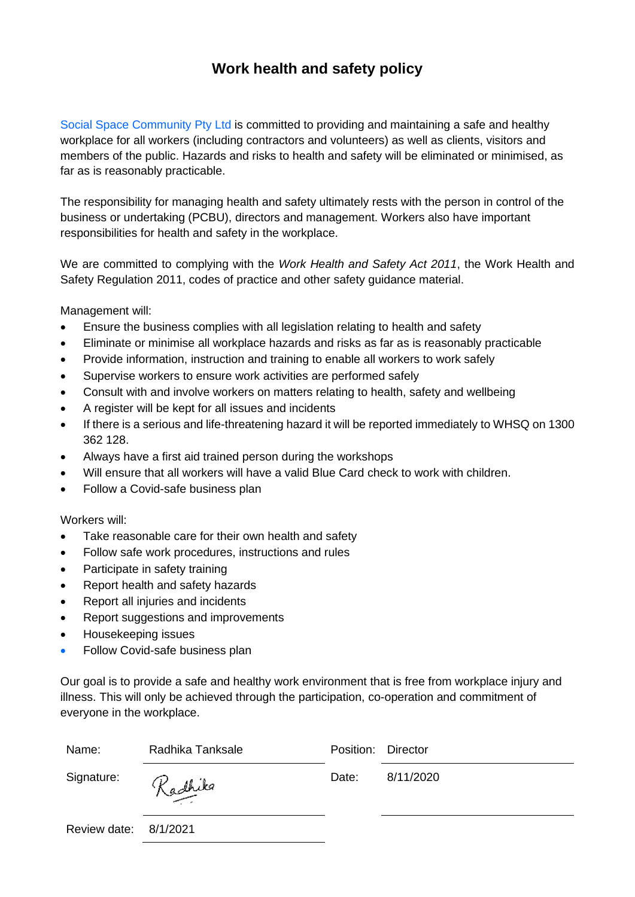# Work health and safety policy

Social Space Community Pty Ltd is committed to providing and maintaining a safe and healthy workplace for all workers (including contractors and volunteers) as well as clients, visitors and members of the public. Hazards and risks to health and safety will be eliminated or minimised, as far as is reasonably practicable.

The responsibility for managing health and safety ultimately rests with the person in control of the business or undertaking (PCBU), directors and management. Workers also have important responsibilities for health and safety in the workplace.

We are committed to complying with the *Work Health and Safety Act 2011*, the Work Health and Safety Regulation 2011, codes of practice and other safety guidance material.

Management will:

- Ensure the business complies with all legislation relating to health and safety
- Eliminate or minimise all workplace hazards and risks as far as is reasonably practicable
- Provide information, instruction and training to enable all workers to work safely
- Supervise workers to ensure work activities are performed safely
- Consult with and involve workers on matters relating to health, safety and wellbeing
- A register will be kept for all issues and incidents
- If there is a serious and life-threatening hazard it will be reported immediately to WHSQ on 1300 362 128.
- Always have a first aid trained person during the workshops
- Will ensure that all workers will have a valid Blue Card check to work with children.
- Follow a Covid-safe business plan

Workers will:

- Take reasonable care for their own health and safety
- Follow safe work procedures, instructions and rules
- Participate in safety training
- Report health and safety hazards
- Report all injuries and incidents
- Report suggestions and improvements
- Housekeeping issues
- Follow Covid-safe business plan

Our goal is to provide a safe and healthy work environment that is free from workplace injury and illness. This will only be achieved through the participation, co-operation and commitment of everyone in the workplace.

| | | | |
|---|---|---|---|
| Name: | Radhika Tanksale | Position: | Director |
| Signature: | Radhika | Date: | 8/11/2020 |
| Review date: | 8/1/2021 | | |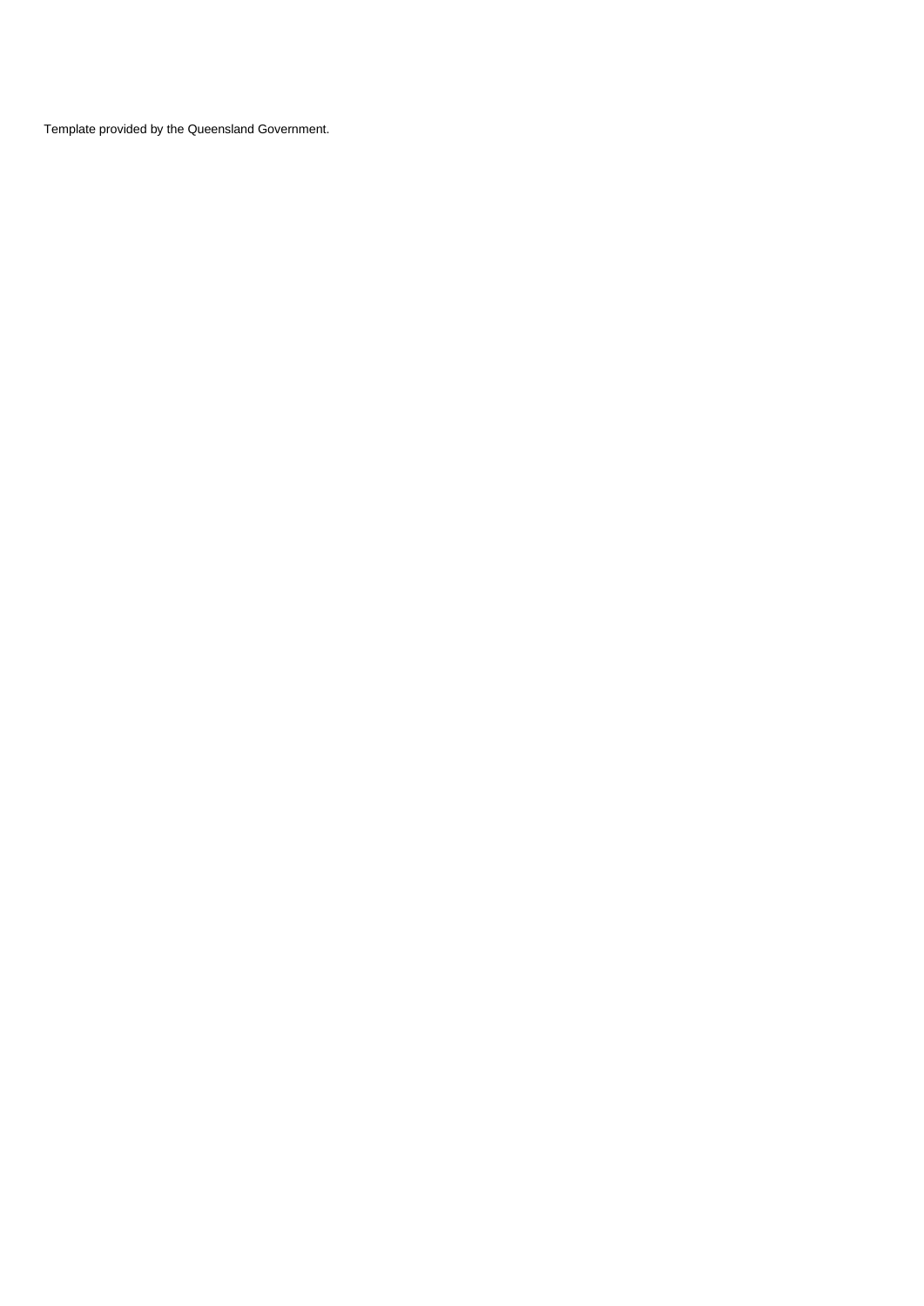Template provided by the Queensland Government.